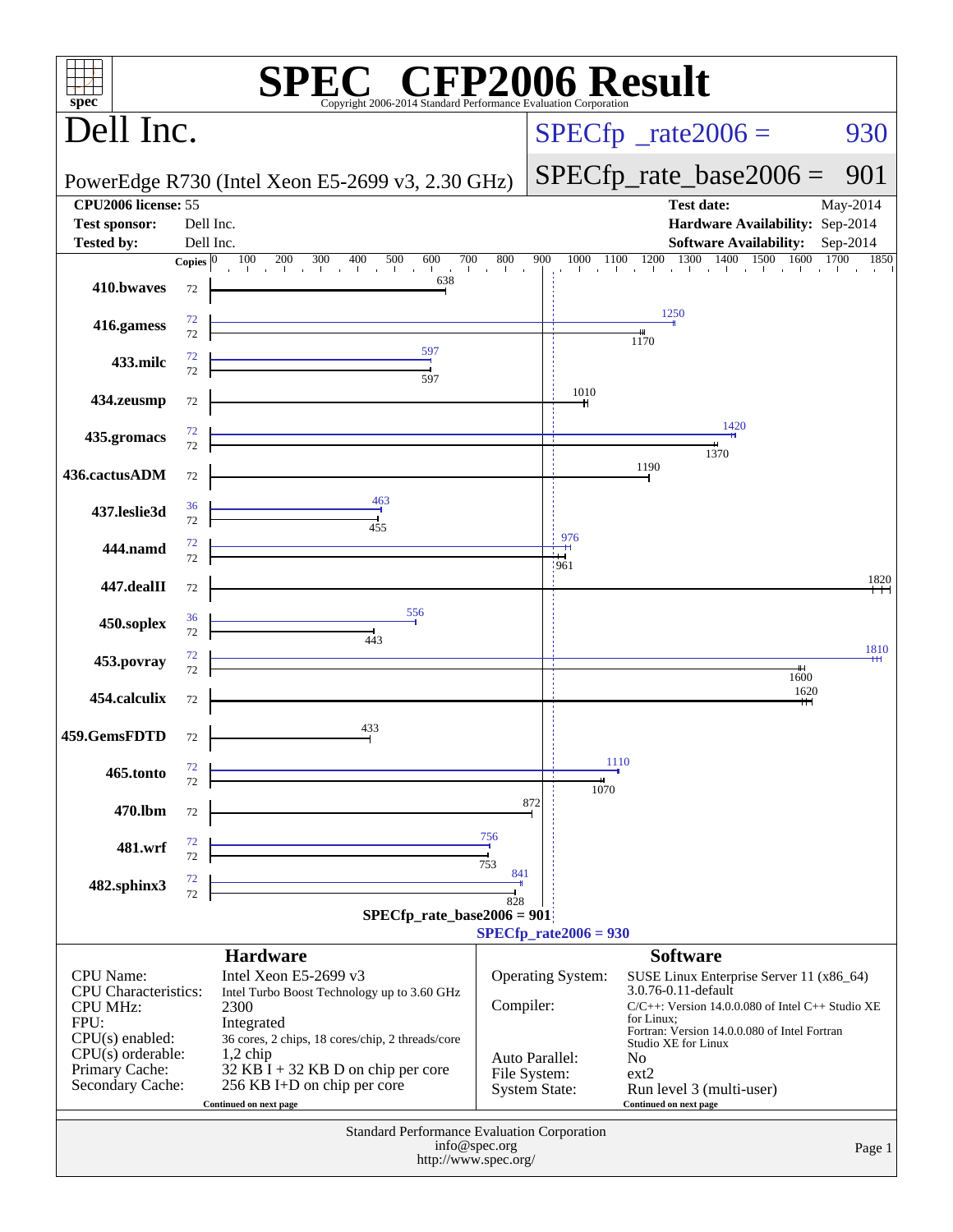# SPEC CFP2006 Result

Copyright 2006-2014 Standard Performance Evaluation Corporation

## Dell Inc.

PowerEdge R730 (Intel Xeon E5-2699 v3, 2.30 GHz)

SPECfp_rate2006 = 930

SPECfp_rate_base2006 = 901

| | | | |
|---|---|---|---|
| **CPU2006 license:** 55 | | **Test date:** | May-2014 |
| **Test sponsor:** | Dell Inc. | **Hardware Availability:** | Sep-2014 |
| **Tested by:** | Dell Inc. | **Software Availability:** | Sep-2014 |

| Benchmark | Copies (peak) | Peak | Copies (base) | Base |
|---|---|---|---|---|
| 410.bwaves | | | 72 | 638 |
| 416.gamess | 72 | 1250 | 72 | 1170 |
| 433.milc | 72 | 597 | 72 | 597 |
| 434.zeusmp | | | 72 | 1010 |
| 435.gromacs | 72 | 1420 | 72 | 1370 |
| 436.cactusADM | | | 72 | 1190 |
| 437.leslie3d | 36 | 463 | 72 | 455 |
| 444.namd | 72 | 976 | 72 | 961 |
| 447.dealII | | | 72 | 1820 |
| 450.soplex | 36 | 556 | 72 | 443 |
| 453.povray | 72 | 1810 | 72 | 1600 |
| 454.calculix | | | 72 | 1620 |
| 459.GemsFDTD | | | 72 | 433 |
| 465.tonto | 72 | 1110 | 72 | 1070 |
| 470.lbm | | | 72 | 872 |
| 481.wrf | 72 | 756 | 72 | 753 |
| 482.sphinx3 | 72 | 841 | 72 | 828 |

SPECfp_rate_base2006 = 901

SPECfp_rate2006 = 930

### Hardware

| | |
|---|---|
| CPU Name: | Intel Xeon E5-2699 v3 |
| CPU Characteristics: | Intel Turbo Boost Technology up to 3.60 GHz |
| CPU MHz: | 2300 |
| FPU: | Integrated |
| CPU(s) enabled: | 36 cores, 2 chips, 18 cores/chip, 2 threads/core |
| CPU(s) orderable: | 1,2 chip |
| Primary Cache: | 32 KB I + 32 KB D on chip per core |
| Secondary Cache: | 256 KB I+D on chip per core |

Continued on next page

### Software

| | |
|---|---|
| Operating System: | SUSE Linux Enterprise Server 11 (x86_64) 3.0.76-0.11-default |
| Compiler: | C/C++: Version 14.0.0.080 of Intel C++ Studio XE for Linux; Fortran: Version 14.0.0.080 of Intel Fortran Studio XE for Linux |
| Auto Parallel: | No |
| File System: | ext2 |
| System State: | Run level 3 (multi-user) |

Continued on next page

Standard Performance Evaluation Corporation
info@spec.org
http://www.spec.org/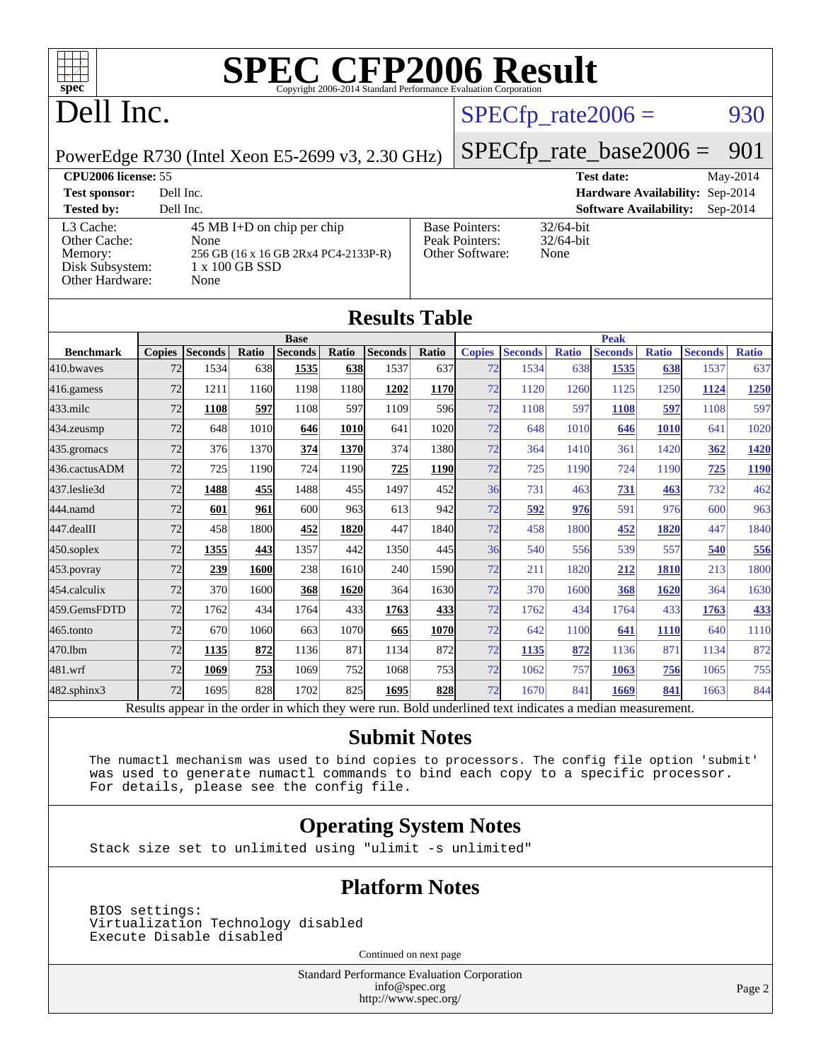# SPEC CFP2006 Result

Copyright 2006-2014 Standard Performance Evaluation Corporation

# Dell Inc.

PowerEdge R730 (Intel Xeon E5-2699 v3, 2.30 GHz)

SPECfp_rate2006 = 930

SPECfp_rate_base2006 = 901

**CPU2006 license:** 55
**Test sponsor:** Dell Inc.
**Tested by:** Dell Inc.

**Test date:** May-2014
**Hardware Availability:** Sep-2014
**Software Availability:** Sep-2014

| | |
|---|---|
| L3 Cache: | 45 MB I+D on chip per chip |
| Other Cache: | None |
| Memory: | 256 GB (16 x 16 GB 2Rx4 PC4-2133P-R) |
| Disk Subsystem: | 1 x 100 GB SSD |
| Other Hardware: | None |

| | |
|---|---|
| Base Pointers: | 32/64-bit |
| Peak Pointers: | 32/64-bit |
| Other Software: | None |

## Results Table

| | Base | | | | | | | Peak | | | | | | |
|---|---|---|---|---|---|---|---|---|---|---|---|---|---|---|
| **Benchmark** | **Copies** | **Seconds** | **Ratio** | **Seconds** | **Ratio** | **Seconds** | **Ratio** | **Copies** | **Seconds** | **Ratio** | **Seconds** | **Ratio** | **Seconds** | **Ratio** |
| 410.bwaves | 72 | 1534 | 638 | **1535** | **638** | 1537 | 637 | 72 | 1534 | 638 | **1535** | **638** | 1537 | 637 |
| 416.gamess | 72 | 1211 | 1160 | 1198 | 1180 | **1202** | **1170** | 72 | 1120 | 1260 | 1125 | 1250 | **1124** | **1250** |
| 433.milc | 72 | **1108** | **597** | 1108 | 597 | 1109 | 596 | 72 | 1108 | 597 | **1108** | **597** | 1108 | 597 |
| 434.zeusmp | 72 | 648 | 1010 | **646** | **1010** | 641 | 1020 | 72 | 648 | 1010 | **646** | **1010** | 641 | 1020 |
| 435.gromacs | 72 | 376 | 1370 | **374** | **1370** | 374 | 1380 | 72 | 364 | 1410 | 361 | 1420 | **362** | **1420** |
| 436.cactusADM | 72 | 725 | 1190 | 724 | 1190 | **725** | **1190** | 72 | 725 | 1190 | 724 | 1190 | **725** | **1190** |
| 437.leslie3d | 72 | **1488** | **455** | 1488 | 455 | 1497 | 452 | 36 | 731 | 463 | **731** | **463** | 732 | 462 |
| 444.namd | 72 | **601** | **961** | 600 | 963 | 613 | 942 | 72 | **592** | **976** | 591 | 976 | 600 | 963 |
| 447.dealII | 72 | 458 | 1800 | **452** | **1820** | 447 | 1840 | 72 | 458 | 1800 | **452** | **1820** | 447 | 1840 |
| 450.soplex | 72 | **1355** | **443** | 1357 | 442 | 1350 | 445 | 36 | 540 | 556 | 539 | 557 | **540** | **556** |
| 453.povray | 72 | **239** | **1600** | 238 | 1610 | 240 | 1590 | 72 | 211 | 1820 | **212** | **1810** | 213 | 1800 |
| 454.calculix | 72 | 370 | 1600 | **368** | **1620** | 364 | 1630 | 72 | 370 | 1600 | **368** | **1620** | 364 | 1630 |
| 459.GemsFDTD | 72 | 1762 | 434 | 1764 | 433 | **1763** | **433** | 72 | 1762 | 434 | 1764 | 433 | **1763** | **433** |
| 465.tonto | 72 | 670 | 1060 | 663 | 1070 | **665** | **1070** | 72 | 642 | 1100 | **641** | **1110** | 640 | 1110 |
| 470.lbm | 72 | **1135** | **872** | 1136 | 871 | 1134 | 872 | 72 | **1135** | **872** | 1136 | 871 | 1134 | 872 |
| 481.wrf | 72 | **1069** | **753** | 1069 | 752 | 1068 | 753 | 72 | 1062 | 757 | **1063** | **756** | 1065 | 755 |
| 482.sphinx3 | 72 | 1695 | 828 | 1702 | 825 | **1695** | **828** | 72 | 1670 | 841 | **1669** | **841** | 1663 | 844 |

Results appear in the order in which they were run. Bold underlined text indicates a median measurement.

## Submit Notes

```
The numactl mechanism was used to bind copies to processors. The config file option 'submit'
was used to generate numactl commands to bind each copy to a specific processor.
For details, please see the config file.
```

## Operating System Notes

```
Stack size set to unlimited using "ulimit -s unlimited"
```

## Platform Notes

```
BIOS settings:
Virtualization Technology disabled
Execute Disable disabled
```

Continued on next page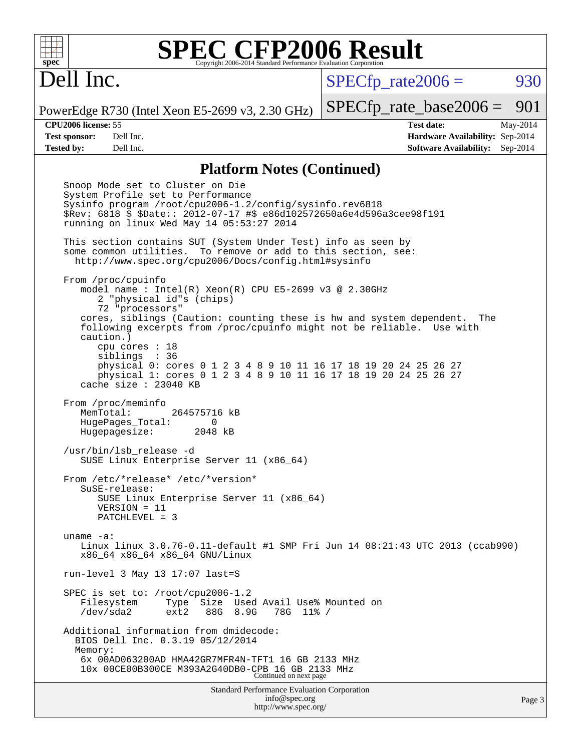## Platform Notes (Continued)

```
Snoop Mode set to Cluster on Die
System Profile set to Performance
Sysinfo program /root/cpu2006-1.2/config/sysinfo.rev6818
$Rev: 6818 $ $Date:: 2012-07-17 #$ e86d102572650a6e4d596a3cee98f191
running on linux Wed May 14 05:53:27 2014

This section contains SUT (System Under Test) info as seen by
some common utilities.  To remove or add to this section, see:
  http://www.spec.org/cpu2006/Docs/config.html#sysinfo

From /proc/cpuinfo
   model name : Intel(R) Xeon(R) CPU E5-2699 v3 @ 2.30GHz
      2 "physical id"s (chips)
      72 "processors"
   cores, siblings (Caution: counting these is hw and system dependent.  The
   following excerpts from /proc/cpuinfo might not be reliable.  Use with
   caution.)
      cpu cores : 18
      siblings  : 36
      physical 0: cores 0 1 2 3 4 8 9 10 11 16 17 18 19 20 24 25 26 27
      physical 1: cores 0 1 2 3 4 8 9 10 11 16 17 18 19 20 24 25 26 27
   cache size : 23040 KB

From /proc/meminfo
   MemTotal:       264575716 kB
   HugePages_Total:       0
   Hugepagesize:       2048 kB

/usr/bin/lsb_release -d
   SUSE Linux Enterprise Server 11 (x86_64)

From /etc/*release* /etc/*version*
   SuSE-release:
      SUSE Linux Enterprise Server 11 (x86_64)
      VERSION = 11
      PATCHLEVEL = 3

uname -a:
   Linux linux 3.0.76-0.11-default #1 SMP Fri Jun 14 08:21:43 UTC 2013 (ccab990)
   x86_64 x86_64 x86_64 GNU/Linux

run-level 3 May 13 17:07 last=S

SPEC is set to: /root/cpu2006-1.2
   Filesystem     Type  Size  Used Avail Use% Mounted on
   /dev/sda2      ext2   88G  8.9G   78G  11% /

Additional information from dmidecode:
  BIOS Dell Inc. 0.3.19 05/12/2014
  Memory:
   6x 00AD063200AD HMA42GR7MFR4N-TFT1 16 GB 2133 MHz
   10x 00CE00B300CE M393A2G40DB0-CPB 16 GB 2133 MHz
```

Continued on next page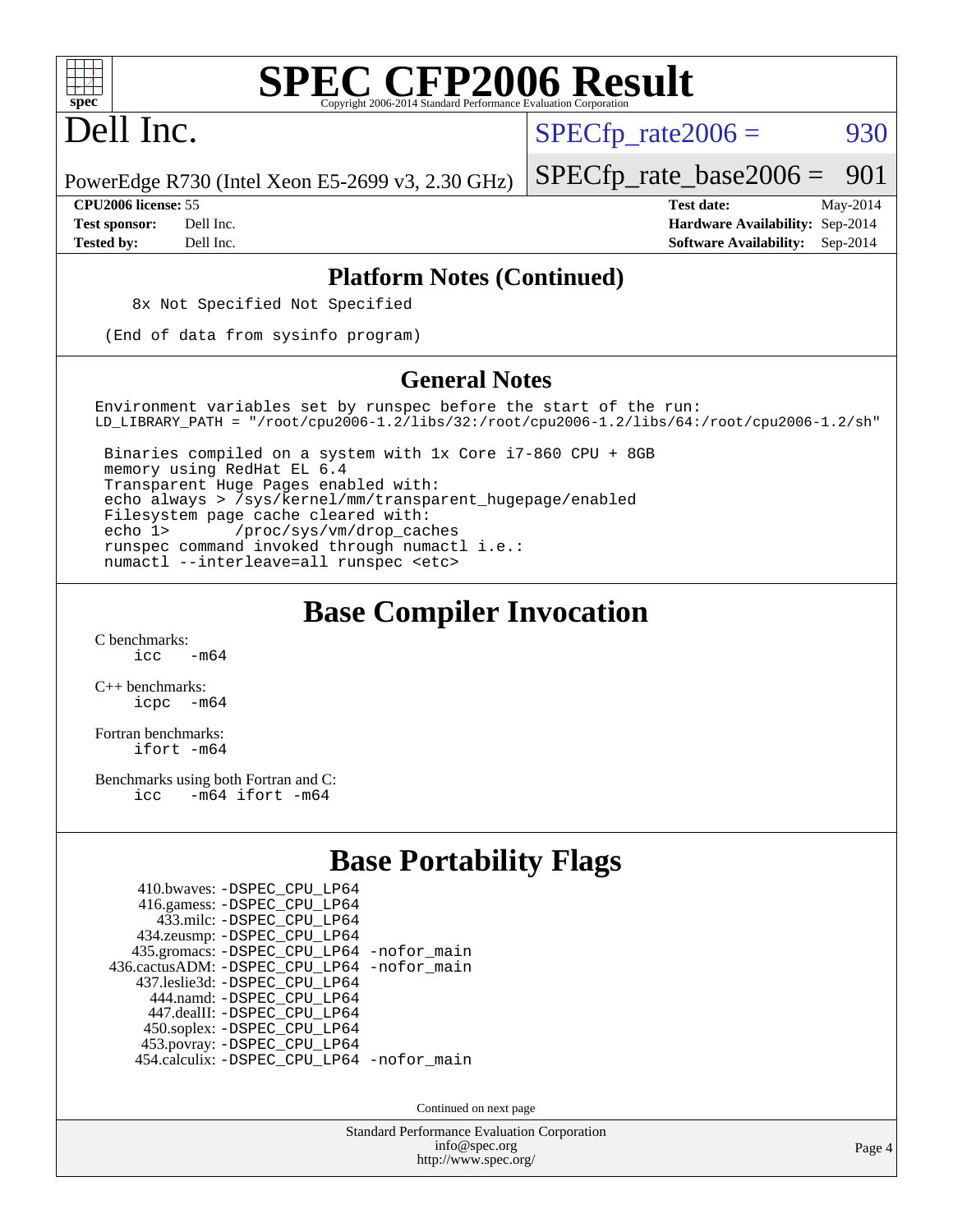## Platform Notes (Continued)

```
8x Not Specified Not Specified

(End of data from sysinfo program)
```

## General Notes

```
Environment variables set by runspec before the start of the run:
LD_LIBRARY_PATH = "/root/cpu2006-1.2/libs/32:/root/cpu2006-1.2/libs/64:/root/cpu2006-1.2/sh"

 Binaries compiled on a system with 1x Core i7-860 CPU + 8GB
 memory using RedHat EL 6.4
 Transparent Huge Pages enabled with:
 echo always > /sys/kernel/mm/transparent_hugepage/enabled
 Filesystem page cache cleared with:
 echo 1>       /proc/sys/vm/drop_caches
 runspec command invoked through numactl i.e.:
 numactl --interleave=all runspec <etc>
```

# Base Compiler Invocation

C benchmarks:
```
icc   -m64
```

C++ benchmarks:
```
icpc  -m64
```

Fortran benchmarks:
```
ifort -m64
```

Benchmarks using both Fortran and C:
```
icc   -m64 ifort -m64
```

# Base Portability Flags

| Benchmark | Flags |
|---|---|
| 410.bwaves: | -DSPEC_CPU_LP64 |
| 416.gamess: | -DSPEC_CPU_LP64 |
| 433.milc: | -DSPEC_CPU_LP64 |
| 434.zeusmp: | -DSPEC_CPU_LP64 |
| 435.gromacs: | -DSPEC_CPU_LP64 -nofor_main |
| 436.cactusADM: | -DSPEC_CPU_LP64 -nofor_main |
| 437.leslie3d: | -DSPEC_CPU_LP64 |
| 444.namd: | -DSPEC_CPU_LP64 |
| 447.dealII: | -DSPEC_CPU_LP64 |
| 450.soplex: | -DSPEC_CPU_LP64 |
| 453.povray: | -DSPEC_CPU_LP64 |
| 454.calculix: | -DSPEC_CPU_LP64 -nofor_main |

Continued on next page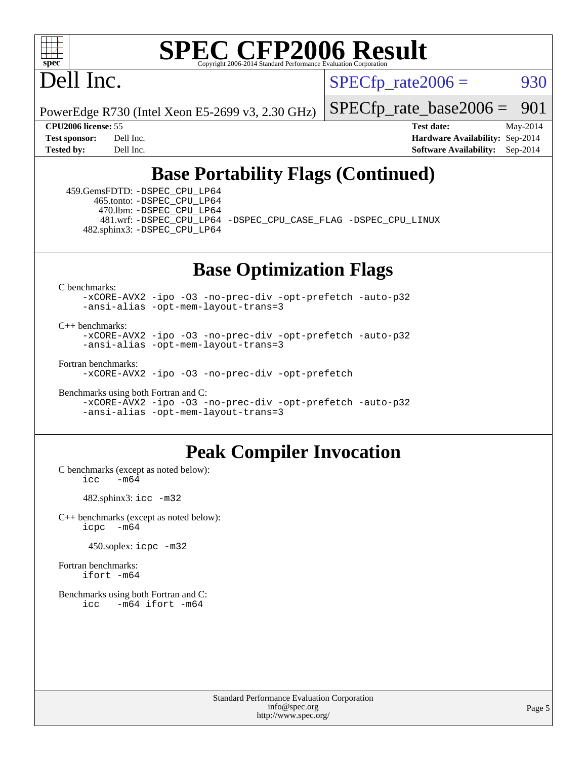## Base Portability Flags (Continued)

459.GemsFDTD: -DSPEC_CPU_LP64
465.tonto: -DSPEC_CPU_LP64
470.lbm: -DSPEC_CPU_LP64
481.wrf: -DSPEC_CPU_LP64 -DSPEC_CPU_CASE_FLAG -DSPEC_CPU_LINUX
482.sphinx3: -DSPEC_CPU_LP64

## Base Optimization Flags

C benchmarks:
```
-xCORE-AVX2 -ipo -O3 -no-prec-div -opt-prefetch -auto-p32
-ansi-alias -opt-mem-layout-trans=3
```

C++ benchmarks:
```
-xCORE-AVX2 -ipo -O3 -no-prec-div -opt-prefetch -auto-p32
-ansi-alias -opt-mem-layout-trans=3
```

Fortran benchmarks:
```
-xCORE-AVX2 -ipo -O3 -no-prec-div -opt-prefetch
```

Benchmarks using both Fortran and C:
```
-xCORE-AVX2 -ipo -O3 -no-prec-div -opt-prefetch -auto-p32
-ansi-alias -opt-mem-layout-trans=3
```

## Peak Compiler Invocation

C benchmarks (except as noted below):
```
icc   -m64
```

482.sphinx3: icc -m32

C++ benchmarks (except as noted below):
```
icpc  -m64
```

450.soplex: icpc -m32

Fortran benchmarks:
```
ifort -m64
```

Benchmarks using both Fortran and C:
```
icc   -m64 ifort -m64
```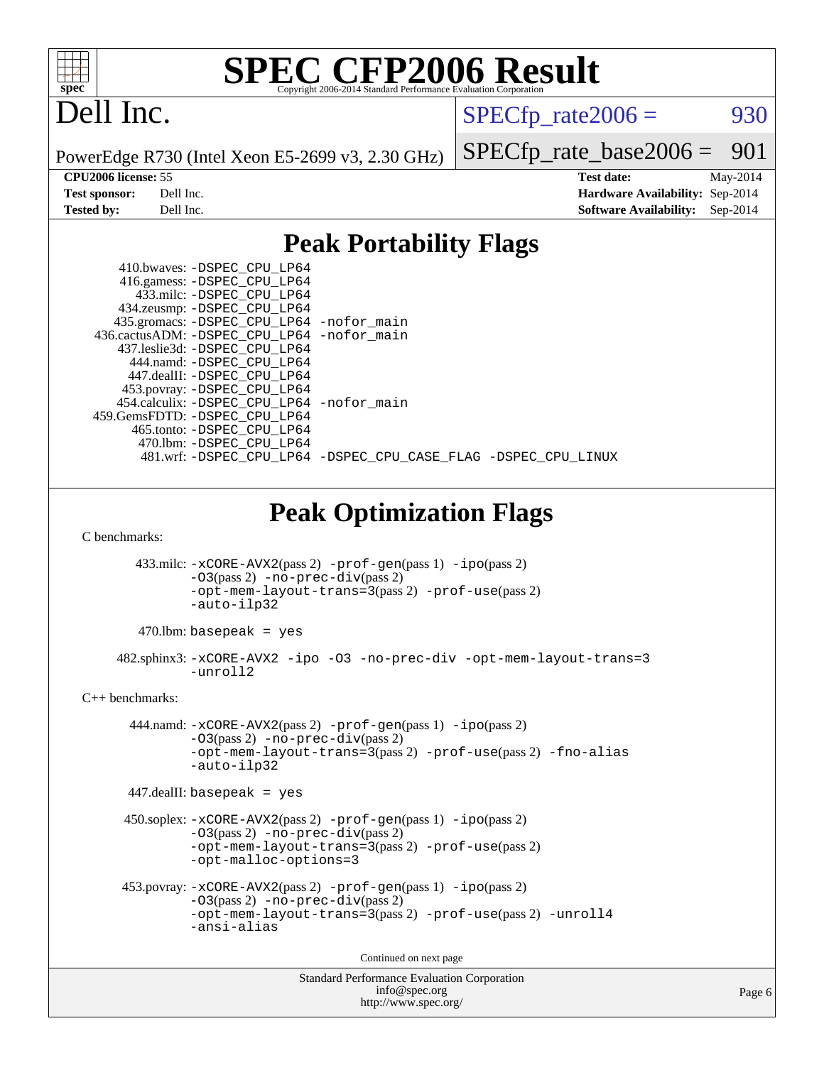# SPEC CFP2006 Result

Copyright 2006-2014 Standard Performance Evaluation Corporation

# Dell Inc.

PowerEdge R730 (Intel Xeon E5-2699 v3, 2.30 GHz)

SPECfp_rate2006 = 930

SPECfp_rate_base2006 = 901

**CPU2006 license:** 55
**Test sponsor:** Dell Inc.
**Tested by:** Dell Inc.

**Test date:** May-2014
**Hardware Availability:** Sep-2014
**Software Availability:** Sep-2014

## Peak Portability Flags

410.bwaves: -DSPEC_CPU_LP64
416.gamess: -DSPEC_CPU_LP64
433.milc: -DSPEC_CPU_LP64
434.zeusmp: -DSPEC_CPU_LP64
435.gromacs: -DSPEC_CPU_LP64 -nofor_main
436.cactusADM: -DSPEC_CPU_LP64 -nofor_main
437.leslie3d: -DSPEC_CPU_LP64
444.namd: -DSPEC_CPU_LP64
447.dealII: -DSPEC_CPU_LP64
453.povray: -DSPEC_CPU_LP64
454.calculix: -DSPEC_CPU_LP64 -nofor_main
459.GemsFDTD: -DSPEC_CPU_LP64
465.tonto: -DSPEC_CPU_LP64
470.lbm: -DSPEC_CPU_LP64
481.wrf: -DSPEC_CPU_LP64 -DSPEC_CPU_CASE_FLAG -DSPEC_CPU_LINUX

## Peak Optimization Flags

C benchmarks:

433.milc: -xCORE-AVX2(pass 2) -prof-gen(pass 1) -ipo(pass 2) -O3(pass 2) -no-prec-div(pass 2) -opt-mem-layout-trans=3(pass 2) -prof-use(pass 2) -auto-ilp32

470.lbm: basepeak = yes

482.sphinx3: -xCORE-AVX2 -ipo -O3 -no-prec-div -opt-mem-layout-trans=3 -unroll2

C++ benchmarks:

444.namd: -xCORE-AVX2(pass 2) -prof-gen(pass 1) -ipo(pass 2) -O3(pass 2) -no-prec-div(pass 2) -opt-mem-layout-trans=3(pass 2) -prof-use(pass 2) -fno-alias -auto-ilp32

447.dealII: basepeak = yes

450.soplex: -xCORE-AVX2(pass 2) -prof-gen(pass 1) -ipo(pass 2) -O3(pass 2) -no-prec-div(pass 2) -opt-mem-layout-trans=3(pass 2) -prof-use(pass 2) -opt-malloc-options=3

453.povray: -xCORE-AVX2(pass 2) -prof-gen(pass 1) -ipo(pass 2) -O3(pass 2) -no-prec-div(pass 2) -opt-mem-layout-trans=3(pass 2) -prof-use(pass 2) -unroll4 -ansi-alias

Continued on next page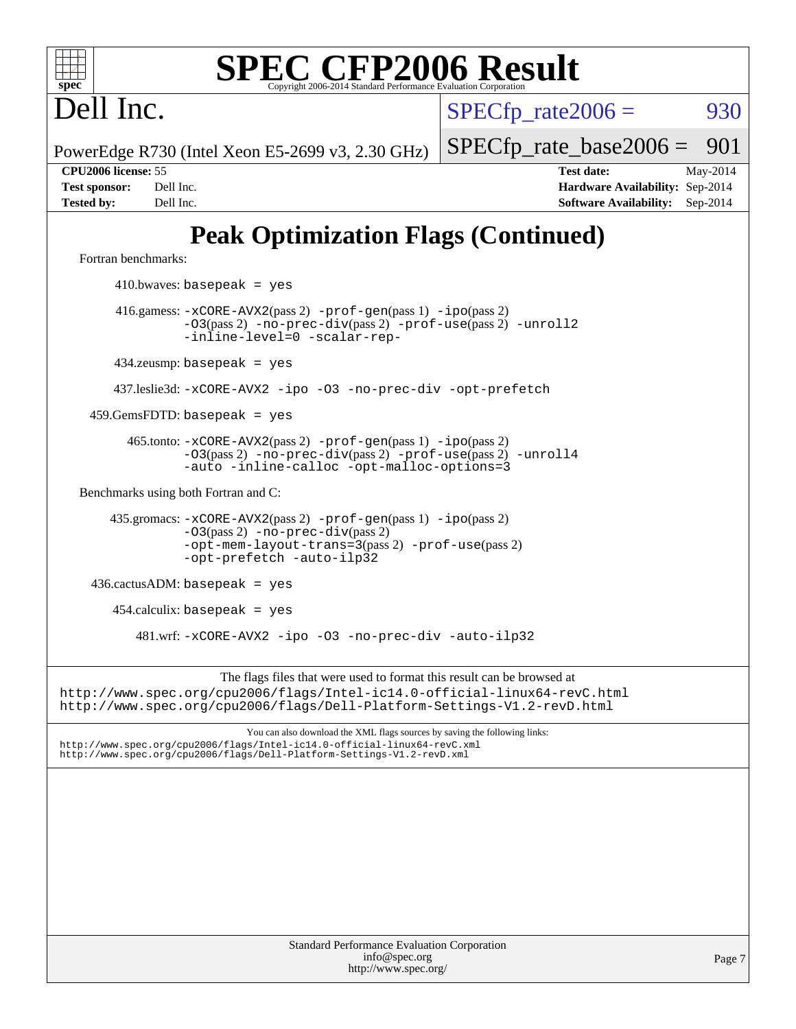# Peak Optimization Flags (Continued)

Fortran benchmarks:

410.bwaves: `basepeak = yes`

416.gamess: `-xCORE-AVX2`(pass 2) `-prof-gen`(pass 1) `-ipo`(pass 2) `-O3`(pass 2) `-no-prec-div`(pass 2) `-prof-use`(pass 2) `-unroll2` `-inline-level=0` `-scalar-rep-`

434.zeusmp: `basepeak = yes`

437.leslie3d: `-xCORE-AVX2 -ipo -O3 -no-prec-div -opt-prefetch`

459.GemsFDTD: `basepeak = yes`

465.tonto: `-xCORE-AVX2`(pass 2) `-prof-gen`(pass 1) `-ipo`(pass 2) `-O3`(pass 2) `-no-prec-div`(pass 2) `-prof-use`(pass 2) `-unroll4` `-auto -inline-calloc -opt-malloc-options=3`

Benchmarks using both Fortran and C:

435.gromacs: `-xCORE-AVX2`(pass 2) `-prof-gen`(pass 1) `-ipo`(pass 2) `-O3`(pass 2) `-no-prec-div`(pass 2) `-opt-mem-layout-trans=3`(pass 2) `-prof-use`(pass 2) `-opt-prefetch -auto-ilp32`

436.cactusADM: `basepeak = yes`

454.calculix: `basepeak = yes`

481.wrf: `-xCORE-AVX2 -ipo -O3 -no-prec-div -auto-ilp32`

The flags files that were used to format this result can be browsed at
http://www.spec.org/cpu2006/flags/Intel-ic14.0-official-linux64-revC.html
http://www.spec.org/cpu2006/flags/Dell-Platform-Settings-V1.2-revD.html

You can also download the XML flags sources by saving the following links:
http://www.spec.org/cpu2006/flags/Intel-ic14.0-official-linux64-revC.xml
http://www.spec.org/cpu2006/flags/Dell-Platform-Settings-V1.2-revD.xml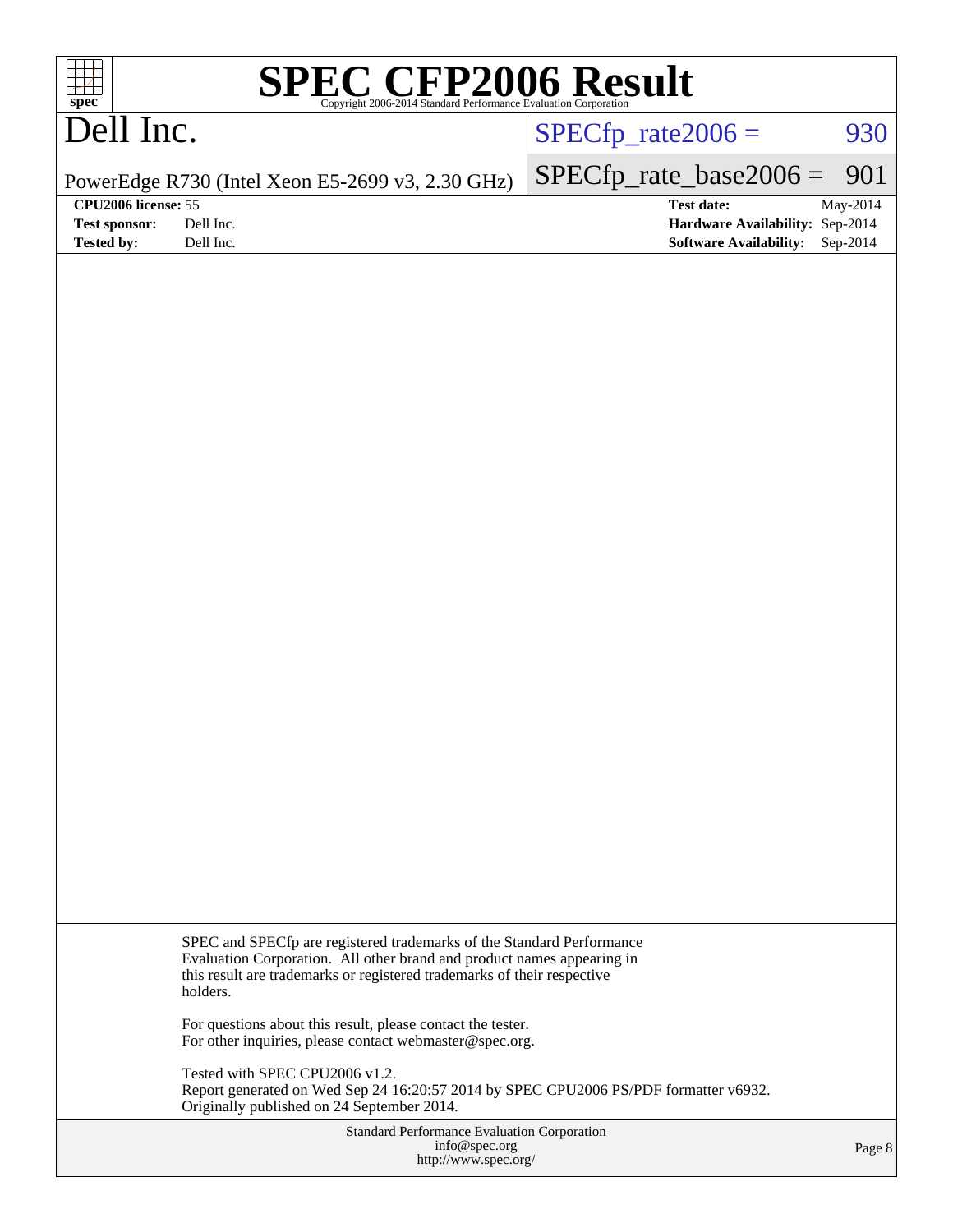SPEC and SPECfp are registered trademarks of the Standard Performance Evaluation Corporation. All other brand and product names appearing in this result are trademarks or registered trademarks of their respective holders.

For questions about this result, please contact the tester.
For other inquiries, please contact webmaster@spec.org.

Tested with SPEC CPU2006 v1.2.
Report generated on Wed Sep 24 16:20:57 2014 by SPEC CPU2006 PS/PDF formatter v6932.
Originally published on 24 September 2014.